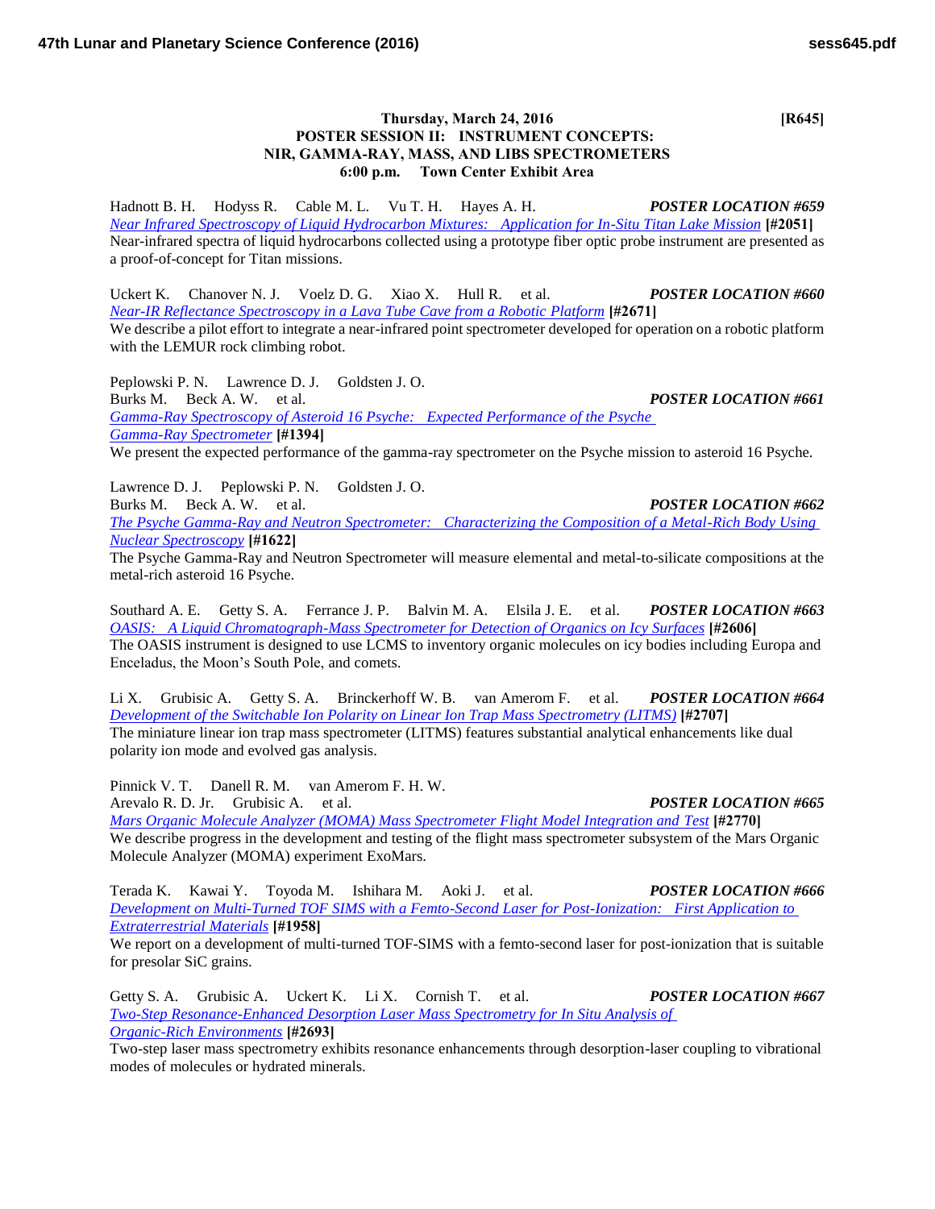**Thursday, March 24, 2016** **[R645]**

# POSTER SESSION II: INSTRUMENT CONCEPTS: NIR, GAMMA-RAY, MASS, AND LIBS SPECTROMETERS

**6:00 p.m. Town Center Exhibit Area**

Hadnott B. H. Hodyss R. Cable M. L. Vu T. H. Hayes A. H. ***POSTER LOCATION #659***
*Near Infrared Spectroscopy of Liquid Hydrocarbon Mixtures: Application for In-Situ Titan Lake Mission* **[#2051]**
Near-infrared spectra of liquid hydrocarbons collected using a prototype fiber optic probe instrument are presented as a proof-of-concept for Titan missions.

Uckert K. Chanover N. J. Voelz D. G. Xiao X. Hull R. et al. ***POSTER LOCATION #660***
*Near-IR Reflectance Spectroscopy in a Lava Tube Cave from a Robotic Platform* **[#2671]**
We describe a pilot effort to integrate a near-infrared point spectrometer developed for operation on a robotic platform with the LEMUR rock climbing robot.

Peplowski P. N. Lawrence D. J. Goldsten J. O.
Burks M. Beck A. W. et al. ***POSTER LOCATION #661***
*Gamma-Ray Spectroscopy of Asteroid 16 Psyche: Expected Performance of the Psyche Gamma-Ray Spectrometer* **[#1394]**
We present the expected performance of the gamma-ray spectrometer on the Psyche mission to asteroid 16 Psyche.

Lawrence D. J. Peplowski P. N. Goldsten J. O.
Burks M. Beck A. W. et al. ***POSTER LOCATION #662***
*The Psyche Gamma-Ray and Neutron Spectrometer: Characterizing the Composition of a Metal-Rich Body Using Nuclear Spectroscopy* **[#1622]**
The Psyche Gamma-Ray and Neutron Spectrometer will measure elemental and metal-to-silicate compositions at the metal-rich asteroid 16 Psyche.

Southard A. E. Getty S. A. Ferrance J. P. Balvin M. A. Elsila J. E. et al. ***POSTER LOCATION #663***
*OASIS: A Liquid Chromatograph-Mass Spectrometer for Detection of Organics on Icy Surfaces* **[#2606]**
The OASIS instrument is designed to use LCMS to inventory organic molecules on icy bodies including Europa and Enceladus, the Moon's South Pole, and comets.

Li X. Grubisic A. Getty S. A. Brinckerhoff W. B. van Amerom F. et al. ***POSTER LOCATION #664***
*Development of the Switchable Ion Polarity on Linear Ion Trap Mass Spectrometry (LITMS)* **[#2707]**
The miniature linear ion trap mass spectrometer (LITMS) features substantial analytical enhancements like dual polarity ion mode and evolved gas analysis.

Pinnick V. T. Danell R. M. van Amerom F. H. W.
Arevalo R. D. Jr. Grubisic A. et al. ***POSTER LOCATION #665***
*Mars Organic Molecule Analyzer (MOMA) Mass Spectrometer Flight Model Integration and Test* **[#2770]**
We describe progress in the development and testing of the flight mass spectrometer subsystem of the Mars Organic Molecule Analyzer (MOMA) experiment ExoMars.

Terada K. Kawai Y. Toyoda M. Ishihara M. Aoki J. et al. ***POSTER LOCATION #666***
*Development on Multi-Turned TOF SIMS with a Femto-Second Laser for Post-Ionization: First Application to Extraterrestrial Materials* **[#1958]**
We report on a development of multi-turned TOF-SIMS with a femto-second laser for post-ionization that is suitable for presolar SiC grains.

Getty S. A. Grubisic A. Uckert K. Li X. Cornish T. et al. ***POSTER LOCATION #667***
*Two-Step Resonance-Enhanced Desorption Laser Mass Spectrometry for In Situ Analysis of Organic-Rich Environments* **[#2693]**
Two-step laser mass spectrometry exhibits resonance enhancements through desorption-laser coupling to vibrational modes of molecules or hydrated minerals.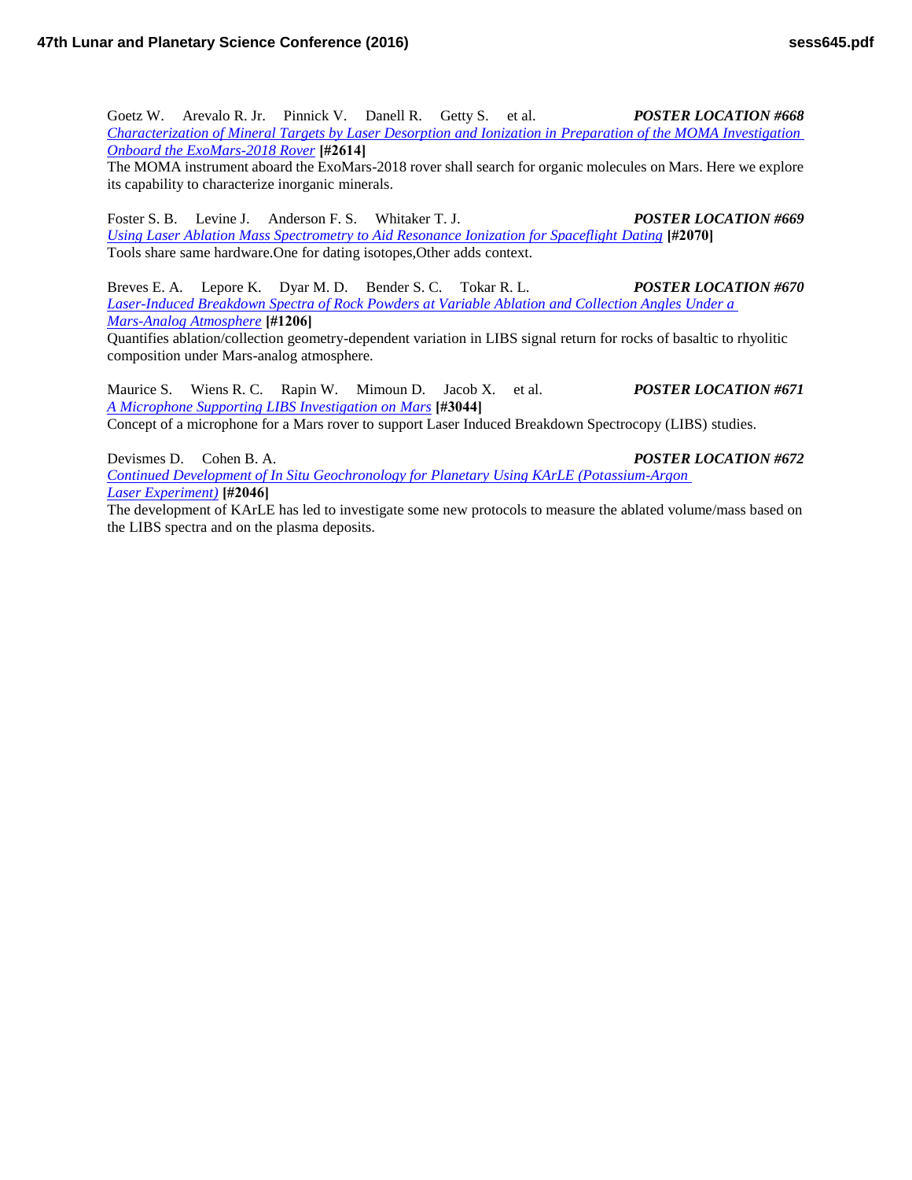Goetz W. Arevalo R. Jr. Pinnick V. Danell R. Getty S. et al. ***POSTER LOCATION #668***

*Characterization of Mineral Targets by Laser Desorption and Ionization in Preparation of the MOMA Investigation Onboard the ExoMars-2018 Rover* **[#2614]**

The MOMA instrument aboard the ExoMars-2018 rover shall search for organic molecules on Mars. Here we explore its capability to characterize inorganic minerals.

Foster S. B. Levine J. Anderson F. S. Whitaker T. J. ***POSTER LOCATION #669***

*Using Laser Ablation Mass Spectrometry to Aid Resonance Ionization for Spaceflight Dating* **[#2070]**

Tools share same hardware.One for dating isotopes,Other adds context.

Breves E. A. Lepore K. Dyar M. D. Bender S. C. Tokar R. L. ***POSTER LOCATION #670***

*Laser-Induced Breakdown Spectra of Rock Powders at Variable Ablation and Collection Angles Under a Mars-Analog Atmosphere* **[#1206]**

Quantifies ablation/collection geometry-dependent variation in LIBS signal return for rocks of basaltic to rhyolitic composition under Mars-analog atmosphere.

Maurice S. Wiens R. C. Rapin W. Mimoun D. Jacob X. et al. ***POSTER LOCATION #671***

*A Microphone Supporting LIBS Investigation on Mars* **[#3044]**

Concept of a microphone for a Mars rover to support Laser Induced Breakdown Spectrocopy (LIBS) studies.

Devismes D. Cohen B. A. ***POSTER LOCATION #672***

*Continued Development of In Situ Geochronology for Planetary Using KArLE (Potassium-Argon Laser Experiment)* **[#2046]**

The development of KArLE has led to investigate some new protocols to measure the ablated volume/mass based on the LIBS spectra and on the plasma deposits.